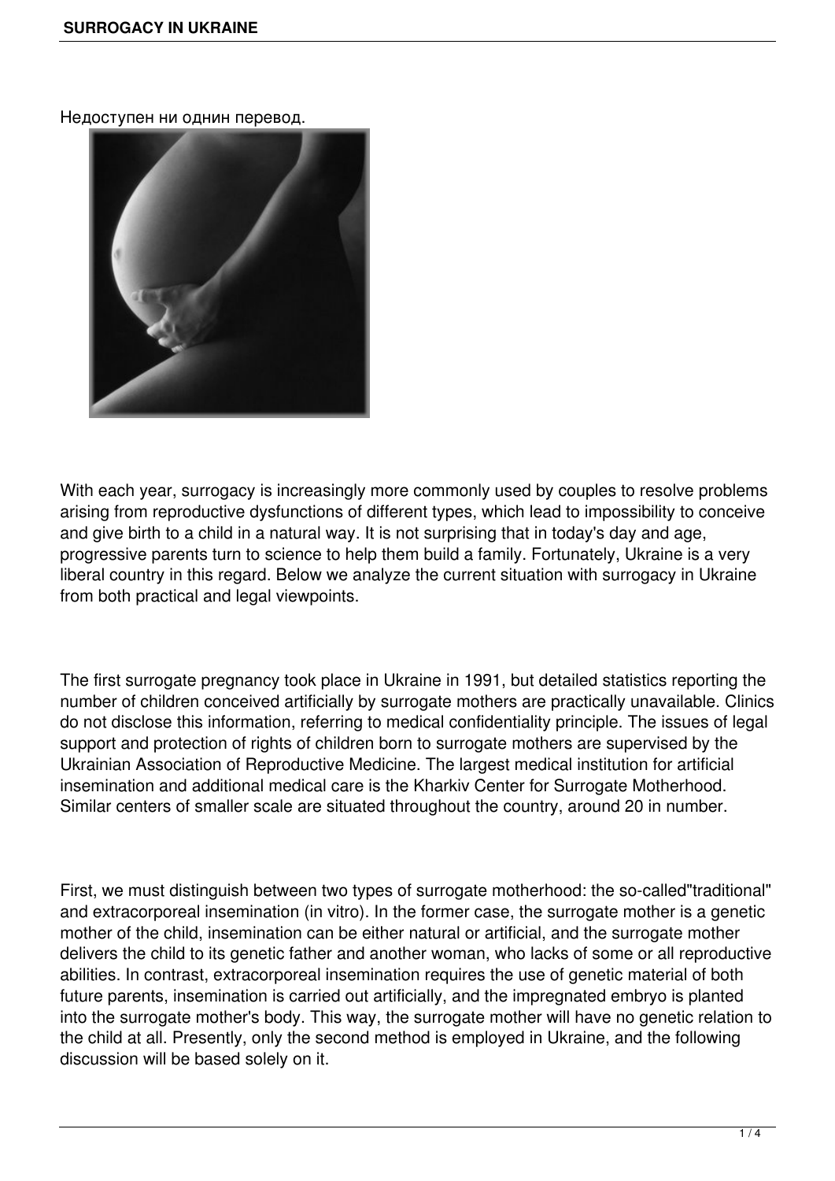Недоступен ни однин перевод.

With each year, surrogacy is increasingly more commonly used by couples to resolve problems arising from reproductive dysfunctions of different types, which lead to impossibility to conceive and give birth to a child in a natural way. It is not surprising that in today's day and age, progressive parents turn to science to help them build a family. Fortunately, Ukraine is a very liberal country in this regard. Below we analyze the current situation with surrogacy in Ukraine from both practical and legal viewpoints.

The first surrogate pregnancy took place in Ukraine in 1991, but detailed statistics reporting the number of children conceived artificially by surrogate mothers are practically unavailable. Clinics do not disclose this information, referring to medical confidentiality principle. The issues of legal support and protection of rights of children born to surrogate mothers are supervised by the Ukrainian Association of Reproductive Medicine. The largest medical institution for artificial insemination and additional medical care is the Kharkiv Center for Surrogate Motherhood. Similar centers of smaller scale are situated throughout the country, around 20 in number.

First, we must distinguish between two types of surrogate motherhood: the so-called"traditional" and extracorporeal insemination (in vitro). In the former case, the surrogate mother is a genetic mother of the child, insemination can be either natural or artificial, and the surrogate mother delivers the child to its genetic father and another woman, who lacks of some or all reproductive abilities. In contrast, extracorporeal insemination requires the use of genetic material of both future parents, insemination is carried out artificially, and the impregnated embryo is planted into the surrogate mother's body. This way, the surrogate mother will have no genetic relation to the child at all. Presently, only the second method is employed in Ukraine, and the following discussion will be based solely on it.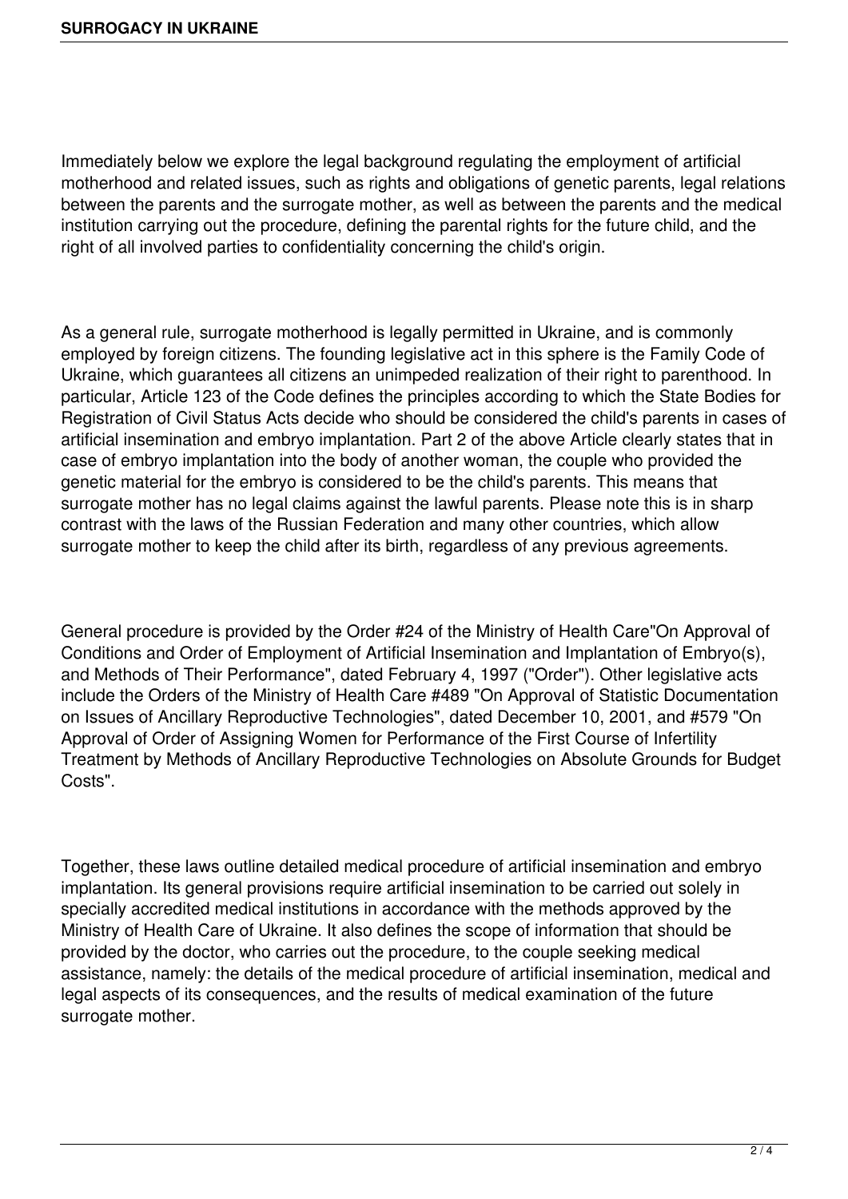Immediately below we explore the legal background regulating the employment of artificial motherhood and related issues, such as rights and obligations of genetic parents, legal relations between the parents and the surrogate mother, as well as between the parents and the medical institution carrying out the procedure, defining the parental rights for the future child, and the right of all involved parties to confidentiality concerning the child's origin.

As a general rule, surrogate motherhood is legally permitted in Ukraine, and is commonly employed by foreign citizens. The founding legislative act in this sphere is the Family Code of Ukraine, which guarantees all citizens an unimpeded realization of their right to parenthood. In particular, Article 123 of the Code defines the principles according to which the State Bodies for Registration of Civil Status Acts decide who should be considered the child's parents in cases of artificial insemination and embryo implantation. Part 2 of the above Article clearly states that in case of embryo implantation into the body of another woman, the couple who provided the genetic material for the embryo is considered to be the child's parents. This means that surrogate mother has no legal claims against the lawful parents. Please note this is in sharp contrast with the laws of the Russian Federation and many other countries, which allow surrogate mother to keep the child after its birth, regardless of any previous agreements.

General procedure is provided by the Order #24 of the Ministry of Health Care"On Approval of Conditions and Order of Employment of Artificial Insemination and Implantation of Embryo(s), and Methods of Their Performance", dated February 4, 1997 ("Order"). Other legislative acts include the Orders of the Ministry of Health Care #489 "On Approval of Statistic Documentation on Issues of Ancillary Reproductive Technologies", dated December 10, 2001, and #579 "On Approval of Order of Assigning Women for Performance of the First Course of Infertility Treatment by Methods of Ancillary Reproductive Technologies on Absolute Grounds for Budget Costs".

Together, these laws outline detailed medical procedure of artificial insemination and embryo implantation. Its general provisions require artificial insemination to be carried out solely in specially accredited medical institutions in accordance with the methods approved by the Ministry of Health Care of Ukraine. It also defines the scope of information that should be provided by the doctor, who carries out the procedure, to the couple seeking medical assistance, namely: the details of the medical procedure of artificial insemination, medical and legal aspects of its consequences, and the results of medical examination of the future surrogate mother.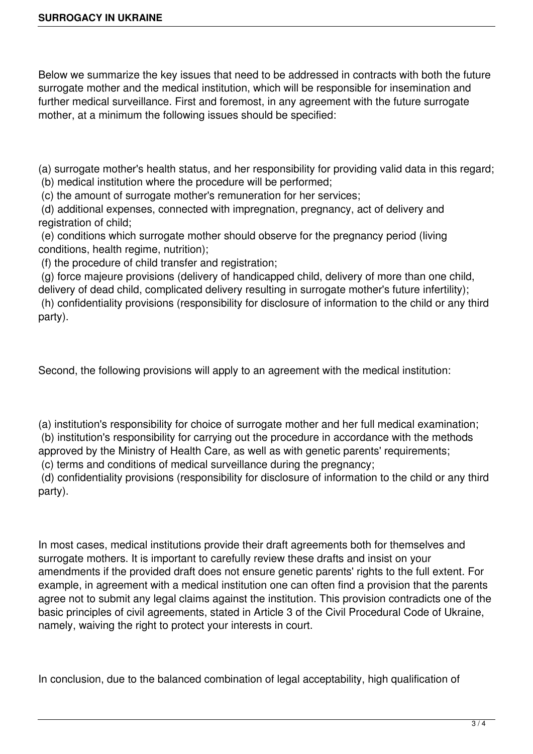Below we summarize the key issues that need to be addressed in contracts with both the future surrogate mother and the medical institution, which will be responsible for insemination and further medical surveillance. First and foremost, in any agreement with the future surrogate mother, at a minimum the following issues should be specified:

(a) surrogate mother's health status, and her responsibility for providing valid data in this regard;
(b) medical institution where the procedure will be performed;
(c) the amount of surrogate mother's remuneration for her services;
(d) additional expenses, connected with impregnation, pregnancy, act of delivery and registration of child;
(e) conditions which surrogate mother should observe for the pregnancy period (living conditions, health regime, nutrition);
(f) the procedure of child transfer and registration;
(g) force majeure provisions (delivery of handicapped child, delivery of more than one child, delivery of dead child, complicated delivery resulting in surrogate mother's future infertility);
(h) confidentiality provisions (responsibility for disclosure of information to the child or any third party).

Second, the following provisions will apply to an agreement with the medical institution:

(a) institution's responsibility for choice of surrogate mother and her full medical examination;
(b) institution's responsibility for carrying out the procedure in accordance with the methods approved by the Ministry of Health Care, as well as with genetic parents' requirements;
(c) terms and conditions of medical surveillance during the pregnancy;
(d) confidentiality provisions (responsibility for disclosure of information to the child or any third party).

In most cases, medical institutions provide their draft agreements both for themselves and surrogate mothers. It is important to carefully review these drafts and insist on your amendments if the provided draft does not ensure genetic parents' rights to the full extent. For example, in agreement with a medical institution one can often find a provision that the parents agree not to submit any legal claims against the institution. This provision contradicts one of the basic principles of civil agreements, stated in Article 3 of the Civil Procedural Code of Ukraine, namely, waiving the right to protect your interests in court.

In conclusion, due to the balanced combination of legal acceptability, high qualification of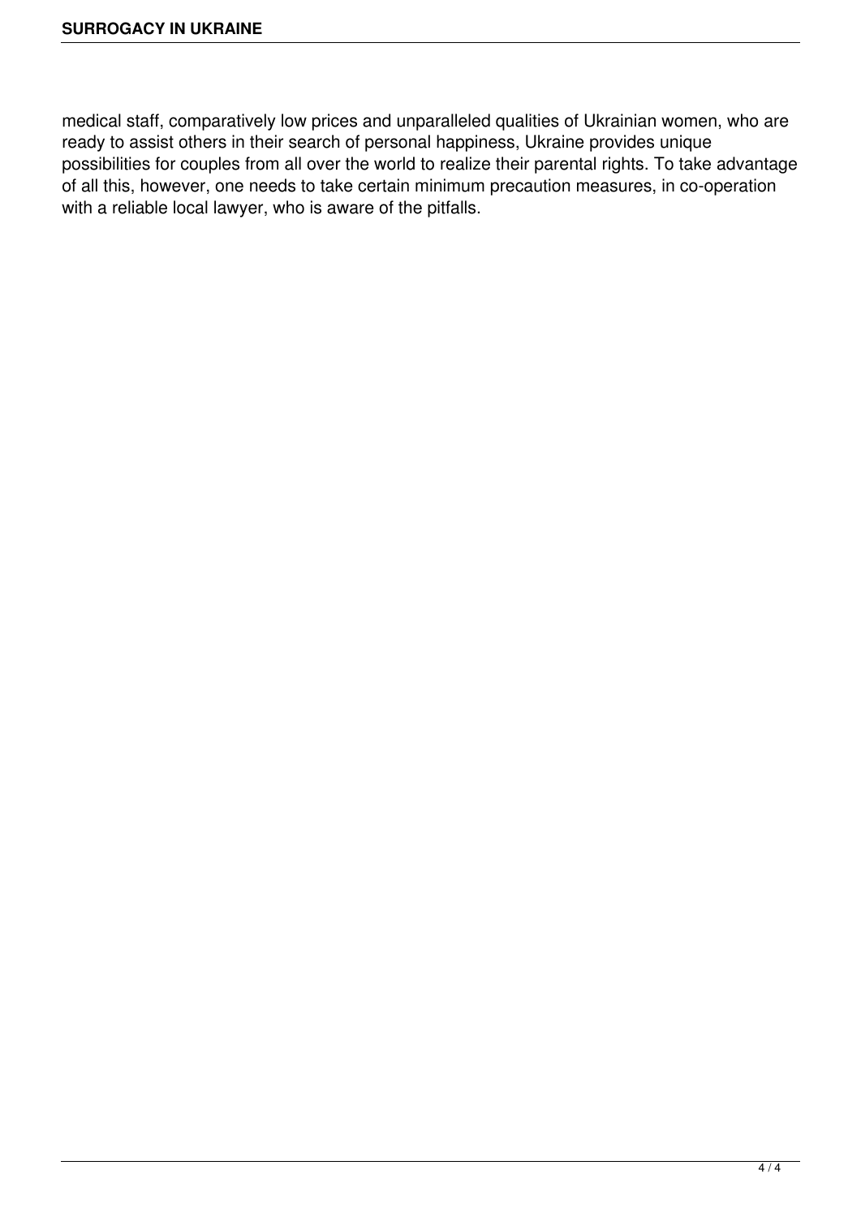medical staff, comparatively low prices and unparalleled qualities of Ukrainian women, who are ready to assist others in their search of personal happiness, Ukraine provides unique possibilities for couples from all over the world to realize their parental rights. To take advantage of all this, however, one needs to take certain minimum precaution measures, in co-operation with a reliable local lawyer, who is aware of the pitfalls.